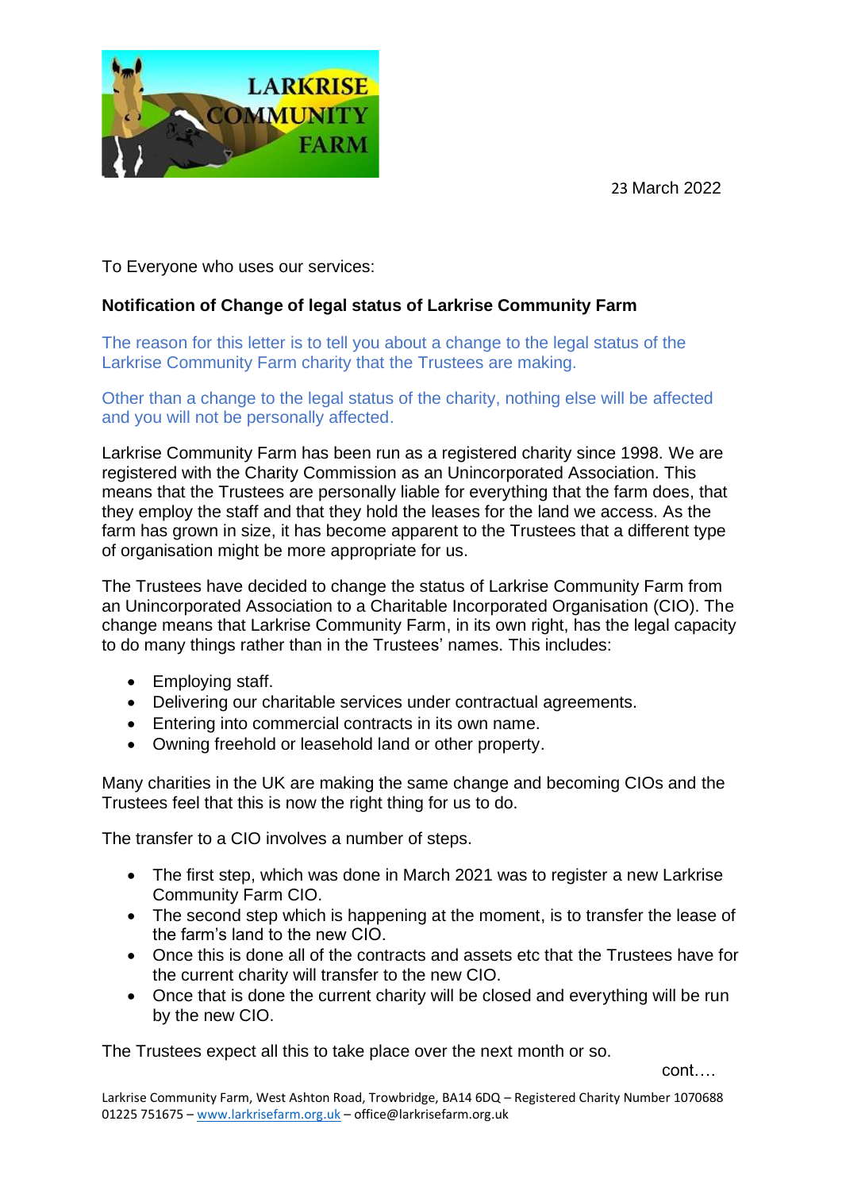23 March 2022

To Everyone who uses our services:

**Notification of Change of legal status of Larkrise Community Farm**

The reason for this letter is to tell you about a change to the legal status of the Larkrise Community Farm charity that the Trustees are making.

Other than a change to the legal status of the charity, nothing else will be affected and you will not be personally affected.

Larkrise Community Farm has been run as a registered charity since 1998. We are registered with the Charity Commission as an Unincorporated Association. This means that the Trustees are personally liable for everything that the farm does, that they employ the staff and that they hold the leases for the land we access. As the farm has grown in size, it has become apparent to the Trustees that a different type of organisation might be more appropriate for us.

The Trustees have decided to change the status of Larkrise Community Farm from an Unincorporated Association to a Charitable Incorporated Organisation (CIO). The change means that Larkrise Community Farm, in its own right, has the legal capacity to do many things rather than in the Trustees' names. This includes:

- Employing staff.
- Delivering our charitable services under contractual agreements.
- Entering into commercial contracts in its own name.
- Owning freehold or leasehold land or other property.

Many charities in the UK are making the same change and becoming CIOs and the Trustees feel that this is now the right thing for us to do.

The transfer to a CIO involves a number of steps.

- The first step, which was done in March 2021 was to register a new Larkrise Community Farm CIO.
- The second step which is happening at the moment, is to transfer the lease of the farm's land to the new CIO.
- Once this is done all of the contracts and assets etc that the Trustees have for the current charity will transfer to the new CIO.
- Once that is done the current charity will be closed and everything will be run by the new CIO.

The Trustees expect all this to take place over the next month or so.

cont….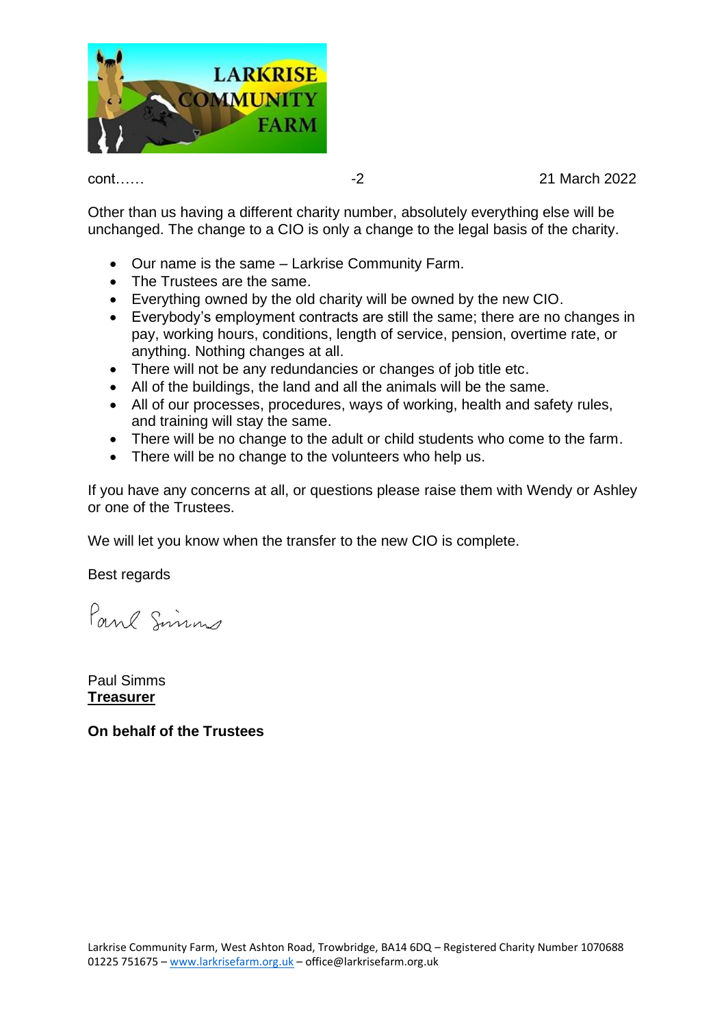cont…… -2 21 March 2022

Other than us having a different charity number, absolutely everything else will be unchanged. The change to a CIO is only a change to the legal basis of the charity.

- Our name is the same – Larkrise Community Farm.
- The Trustees are the same.
- Everything owned by the old charity will be owned by the new CIO.
- Everybody's employment contracts are still the same; there are no changes in pay, working hours, conditions, length of service, pension, overtime rate, or anything. Nothing changes at all.
- There will not be any redundancies or changes of job title etc.
- All of the buildings, the land and all the animals will be the same.
- All of our processes, procedures, ways of working, health and safety rules, and training will stay the same.
- There will be no change to the adult or child students who come to the farm.
- There will be no change to the volunteers who help us.

If you have any concerns at all, or questions please raise them with Wendy or Ashley or one of the Trustees.

We will let you know when the transfer to the new CIO is complete.

Best regards

Paul Simms

Paul Simms
**Treasurer**

**On behalf of the Trustees**

Larkrise Community Farm, West Ashton Road, Trowbridge, BA14 6DQ – Registered Charity Number 1070688
01225 751675 – www.larkrisefarm.org.uk – office@larkrisefarm.org.uk